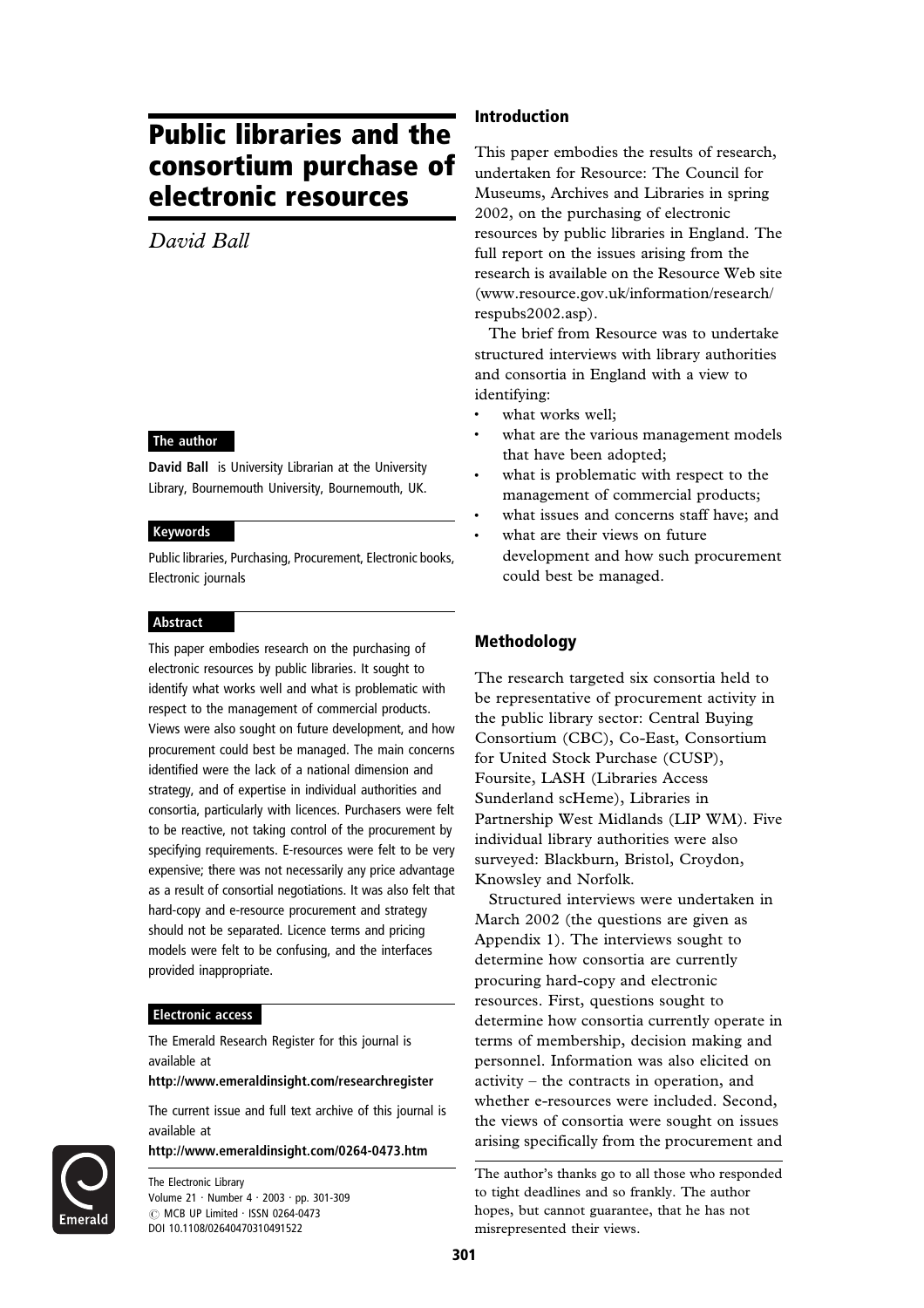# Public libraries and the consortium purchase of electronic resources

*David Ball*

### The author

**David Ball** is University Librarian at the University Library, Bournemouth University, Bournemouth, UK.

### Keywords

Public libraries, Purchasing, Procurement, Electronic books, Electronic journals

### Abstract

This paper embodies research on the purchasing of electronic resources by public libraries. It sought to identify what works well and what is problematic with respect to the management of commercial products. Views were also sought on future development, and how procurement could best be managed. The main concerns identified were the lack of a national dimension and strategy, and of expertise in individual authorities and consortia, particularly with licences. Purchasers were felt to be reactive, not taking control of the procurement by specifying requirements. E-resources were felt to be very expensive; there was not necessarily any price advantage as a result of consortial negotiations. It was also felt that hard-copy and e-resource procurement and strategy should not be separated. Licence terms and pricing models were felt to be confusing, and the interfaces provided inappropriate.

### Electronic access

The Emerald Research Register for this journal is available at

**http://www.emeraldinsight.com/researchregister**

The current issue and full text archive of this journal is available at

**http://www.emeraldinsight.com/0264-0473.htm**

The Electronic Library
Volume 21 · Number 4 · 2003 · pp. 301-309
© MCB UP Limited · ISSN 0264-0473
DOI 10.1108/02640470310491522

## Introduction

This paper embodies the results of research, undertaken for Resource: The Council for Museums, Archives and Libraries in spring 2002, on the purchasing of electronic resources by public libraries in England. The full report on the issues arising from the research is available on the Resource Web site (www.resource.gov.uk/information/research/respubs2002.asp).

The brief from Resource was to undertake structured interviews with library authorities and consortia in England with a view to identifying:

- what works well;
- what are the various management models that have been adopted;
- what is problematic with respect to the management of commercial products;
- what issues and concerns staff have; and
- what are their views on future development and how such procurement could best be managed.

## Methodology

The research targeted six consortia held to be representative of procurement activity in the public library sector: Central Buying Consortium (CBC), Co-East, Consortium for United Stock Purchase (CUSP), Foursite, LASH (Libraries Access Sunderland scHeme), Libraries in Partnership West Midlands (LIP WM). Five individual library authorities were also surveyed: Blackburn, Bristol, Croydon, Knowsley and Norfolk.

Structured interviews were undertaken in March 2002 (the questions are given as Appendix 1). The interviews sought to determine how consortia are currently procuring hard-copy and electronic resources. First, questions sought to determine how consortia currently operate in terms of membership, decision making and personnel. Information was also elicited on activity – the contracts in operation, and whether e-resources were included. Second, the views of consortia were sought on issues arising specifically from the procurement and

The author's thanks go to all those who responded to tight deadlines and so frankly. The author hopes, but cannot guarantee, that he has not misrepresented their views.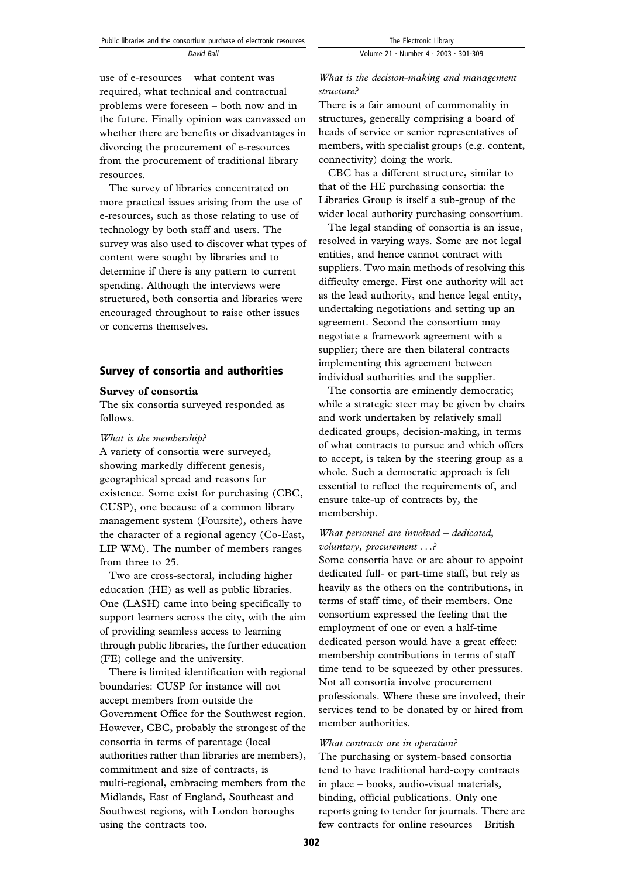use of e-resources – what content was required, what technical and contractual problems were foreseen – both now and in the future. Finally opinion was canvassed on whether there are benefits or disadvantages in divorcing the procurement of e-resources from the procurement of traditional library resources.

The survey of libraries concentrated on more practical issues arising from the use of e-resources, such as those relating to use of technology by both staff and users. The survey was also used to discover what types of content were sought by libraries and to determine if there is any pattern to current spending. Although the interviews were structured, both consortia and libraries were encouraged throughout to raise other issues or concerns themselves.

## Survey of consortia and authorities

### Survey of consortia

The six consortia surveyed responded as follows.

*What is the membership?*

A variety of consortia were surveyed, showing markedly different genesis, geographical spread and reasons for existence. Some exist for purchasing (CBC, CUSP), one because of a common library management system (Foursite), others have the character of a regional agency (Co-East, LIP WM). The number of members ranges from three to 25.

Two are cross-sectoral, including higher education (HE) as well as public libraries. One (LASH) came into being specifically to support learners across the city, with the aim of providing seamless access to learning through public libraries, the further education (FE) college and the university.

There is limited identification with regional boundaries: CUSP for instance will not accept members from outside the Government Office for the Southwest region. However, CBC, probably the strongest of the consortia in terms of parentage (local authorities rather than libraries are members), commitment and size of contracts, is multi-regional, embracing members from the Midlands, East of England, Southeast and Southwest regions, with London boroughs using the contracts too.

*What is the decision-making and management structure?*

There is a fair amount of commonality in structures, generally comprising a board of heads of service or senior representatives of members, with specialist groups (e.g. content, connectivity) doing the work.

CBC has a different structure, similar to that of the HE purchasing consortia: the Libraries Group is itself a sub-group of the wider local authority purchasing consortium.

The legal standing of consortia is an issue, resolved in varying ways. Some are not legal entities, and hence cannot contract with suppliers. Two main methods of resolving this difficulty emerge. First one authority will act as the lead authority, and hence legal entity, undertaking negotiations and setting up an agreement. Second the consortium may negotiate a framework agreement with a supplier; there are then bilateral contracts implementing this agreement between individual authorities and the supplier.

The consortia are eminently democratic; while a strategic steer may be given by chairs and work undertaken by relatively small dedicated groups, decision-making, in terms of what contracts to pursue and which offers to accept, is taken by the steering group as a whole. Such a democratic approach is felt essential to reflect the requirements of, and ensure take-up of contracts by, the membership.

*What personnel are involved – dedicated, voluntary, procurement . . .?*

Some consortia have or are about to appoint dedicated full- or part-time staff, but rely as heavily as the others on the contributions, in terms of staff time, of their members. One consortium expressed the feeling that the employment of one or even a half-time dedicated person would have a great effect: membership contributions in terms of staff time tend to be squeezed by other pressures. Not all consortia involve procurement professionals. Where these are involved, their services tend to be donated by or hired from member authorities.

*What contracts are in operation?*

The purchasing or system-based consortia tend to have traditional hard-copy contracts in place – books, audio-visual materials, binding, official publications. Only one reports going to tender for journals. There are few contracts for online resources – British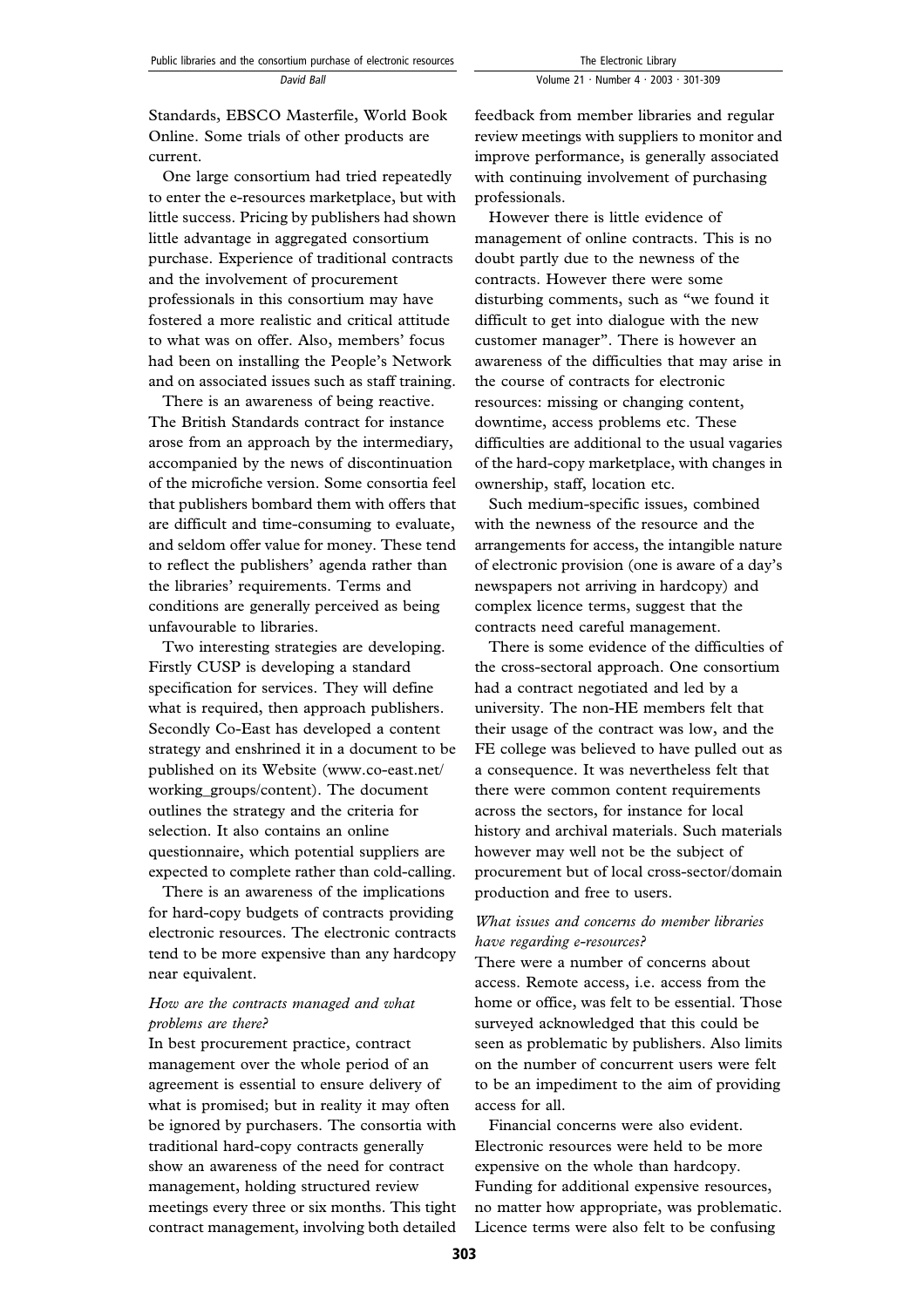Standards, EBSCO Masterfile, World Book Online. Some trials of other products are current.

One large consortium had tried repeatedly to enter the e-resources marketplace, but with little success. Pricing by publishers had shown little advantage in aggregated consortium purchase. Experience of traditional contracts and the involvement of procurement professionals in this consortium may have fostered a more realistic and critical attitude to what was on offer. Also, members' focus had been on installing the People's Network and on associated issues such as staff training.

There is an awareness of being reactive. The British Standards contract for instance arose from an approach by the intermediary, accompanied by the news of discontinuation of the microfiche version. Some consortia feel that publishers bombard them with offers that are difficult and time-consuming to evaluate, and seldom offer value for money. These tend to reflect the publishers' agenda rather than the libraries' requirements. Terms and conditions are generally perceived as being unfavourable to libraries.

Two interesting strategies are developing. Firstly CUSP is developing a standard specification for services. They will define what is required, then approach publishers. Secondly Co-East has developed a content strategy and enshrined it in a document to be published on its Website (www.co-east.net/working_groups/content). The document outlines the strategy and the criteria for selection. It also contains an online questionnaire, which potential suppliers are expected to complete rather than cold-calling.

There is an awareness of the implications for hard-copy budgets of contracts providing electronic resources. The electronic contracts tend to be more expensive than any hardcopy near equivalent.

*How are the contracts managed and what problems are there?*

In best procurement practice, contract management over the whole period of an agreement is essential to ensure delivery of what is promised; but in reality it may often be ignored by purchasers. The consortia with traditional hard-copy contracts generally show an awareness of the need for contract management, holding structured review meetings every three or six months. This tight contract management, involving both detailed feedback from member libraries and regular review meetings with suppliers to monitor and improve performance, is generally associated with continuing involvement of purchasing professionals.

However there is little evidence of management of online contracts. This is no doubt partly due to the newness of the contracts. However there were some disturbing comments, such as "we found it difficult to get into dialogue with the new customer manager". There is however an awareness of the difficulties that may arise in the course of contracts for electronic resources: missing or changing content, downtime, access problems etc. These difficulties are additional to the usual vagaries of the hard-copy marketplace, with changes in ownership, staff, location etc.

Such medium-specific issues, combined with the newness of the resource and the arrangements for access, the intangible nature of electronic provision (one is aware of a day's newspapers not arriving in hardcopy) and complex licence terms, suggest that the contracts need careful management.

There is some evidence of the difficulties of the cross-sectoral approach. One consortium had a contract negotiated and led by a university. The non-HE members felt that their usage of the contract was low, and the FE college was believed to have pulled out as a consequence. It was nevertheless felt that there were common content requirements across the sectors, for instance for local history and archival materials. Such materials however may well not be the subject of procurement but of local cross-sector/domain production and free to users.

*What issues and concerns do member libraries have regarding e-resources?*

There were a number of concerns about access. Remote access, i.e. access from the home or office, was felt to be essential. Those surveyed acknowledged that this could be seen as problematic by publishers. Also limits on the number of concurrent users were felt to be an impediment to the aim of providing access for all.

Financial concerns were also evident. Electronic resources were held to be more expensive on the whole than hardcopy. Funding for additional expensive resources, no matter how appropriate, was problematic. Licence terms were also felt to be confusing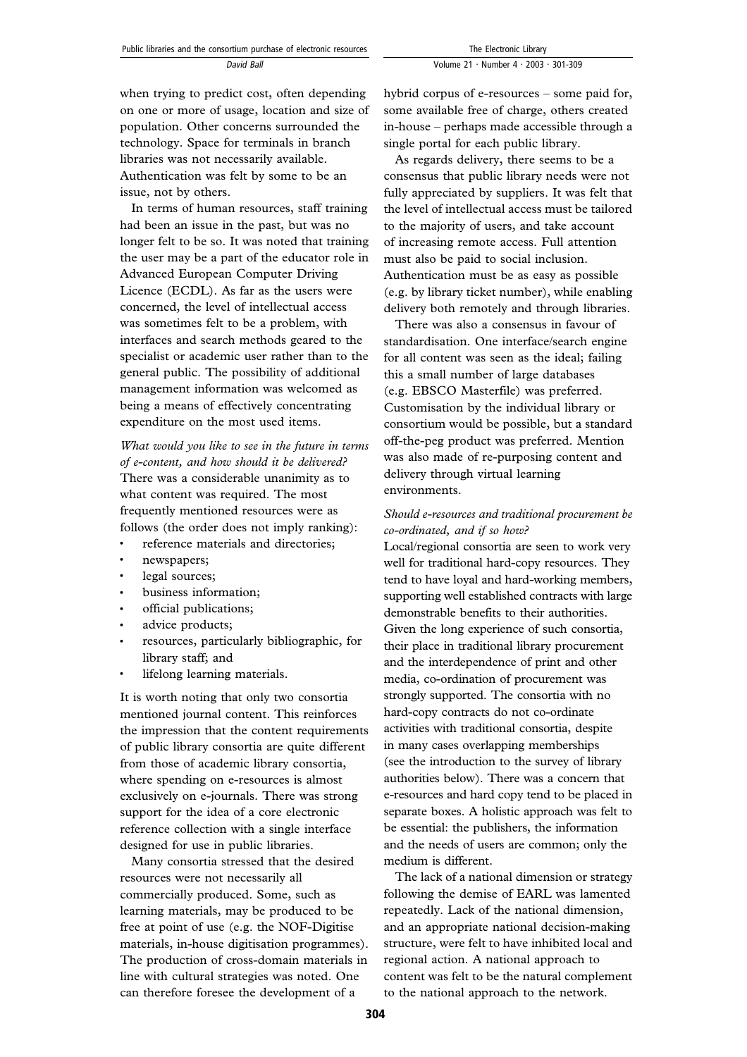when trying to predict cost, often depending on one or more of usage, location and size of population. Other concerns surrounded the technology. Space for terminals in branch libraries was not necessarily available. Authentication was felt by some to be an issue, not by others.

In terms of human resources, staff training had been an issue in the past, but was no longer felt to be so. It was noted that training the user may be a part of the educator role in Advanced European Computer Driving Licence (ECDL). As far as the users were concerned, the level of intellectual access was sometimes felt to be a problem, with interfaces and search methods geared to the specialist or academic user rather than to the general public. The possibility of additional management information was welcomed as being a means of effectively concentrating expenditure on the most used items.

*What would you like to see in the future in terms of e-content, and how should it be delivered?*

There was a considerable unanimity as to what content was required. The most frequently mentioned resources were as follows (the order does not imply ranking):

- reference materials and directories;
- newspapers;
- legal sources;
- business information;
- official publications;
- advice products;
- resources, particularly bibliographic, for library staff; and
- lifelong learning materials.

It is worth noting that only two consortia mentioned journal content. This reinforces the impression that the content requirements of public library consortia are quite different from those of academic library consortia, where spending on e-resources is almost exclusively on e-journals. There was strong support for the idea of a core electronic reference collection with a single interface designed for use in public libraries.

Many consortia stressed that the desired resources were not necessarily all commercially produced. Some, such as learning materials, may be produced to be free at point of use (e.g. the NOF-Digitise materials, in-house digitisation programmes). The production of cross-domain materials in line with cultural strategies was noted. One can therefore foresee the development of a hybrid corpus of e-resources – some paid for, some available free of charge, others created in-house – perhaps made accessible through a single portal for each public library.

As regards delivery, there seems to be a consensus that public library needs were not fully appreciated by suppliers. It was felt that the level of intellectual access must be tailored to the majority of users, and take account of increasing remote access. Full attention must also be paid to social inclusion. Authentication must be as easy as possible (e.g. by library ticket number), while enabling delivery both remotely and through libraries.

There was also a consensus in favour of standardisation. One interface/search engine for all content was seen as the ideal; failing this a small number of large databases (e.g. EBSCO Masterfile) was preferred. Customisation by the individual library or consortium would be possible, but a standard off-the-peg product was preferred. Mention was also made of re-purposing content and delivery through virtual learning environments.

*Should e-resources and traditional procurement be co-ordinated, and if so how?*

Local/regional consortia are seen to work very well for traditional hard-copy resources. They tend to have loyal and hard-working members, supporting well established contracts with large demonstrable benefits to their authorities. Given the long experience of such consortia, their place in traditional library procurement and the interdependence of print and other media, co-ordination of procurement was strongly supported. The consortia with no hard-copy contracts do not co-ordinate activities with traditional consortia, despite in many cases overlapping memberships (see the introduction to the survey of library authorities below). There was a concern that e-resources and hard copy tend to be placed in separate boxes. A holistic approach was felt to be essential: the publishers, the information and the needs of users are common; only the medium is different.

The lack of a national dimension or strategy following the demise of EARL was lamented repeatedly. Lack of the national dimension, and an appropriate national decision-making structure, were felt to have inhibited local and regional action. A national approach to content was felt to be the natural complement to the national approach to the network.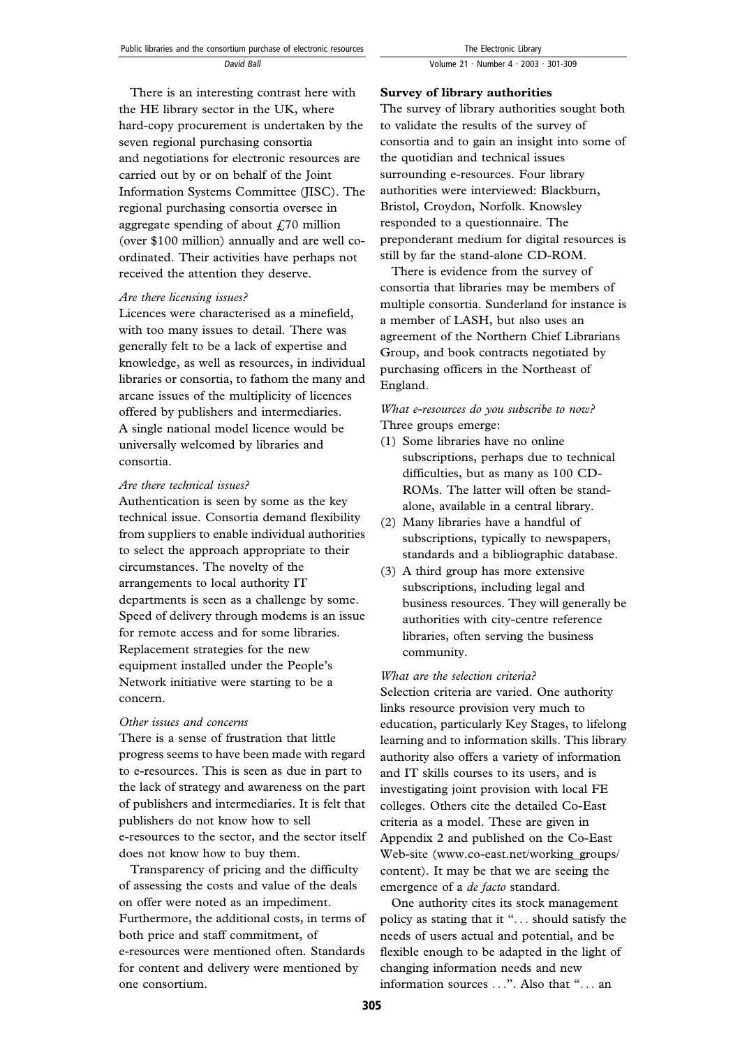There is an interesting contrast here with the HE library sector in the UK, where hard-copy procurement is undertaken by the seven regional purchasing consortia and negotiations for electronic resources are carried out by or on behalf of the Joint Information Systems Committee (JISC). The regional purchasing consortia oversee in aggregate spending of about £70 million (over $100 million) annually and are well co-ordinated. Their activities have perhaps not received the attention they deserve.

*Are there licensing issues?*

Licences were characterised as a minefield, with too many issues to detail. There was generally felt to be a lack of expertise and knowledge, as well as resources, in individual libraries or consortia, to fathom the many and arcane issues of the multiplicity of licences offered by publishers and intermediaries. A single national model licence would be universally welcomed by libraries and consortia.

*Are there technical issues?*

Authentication is seen by some as the key technical issue. Consortia demand flexibility from suppliers to enable individual authorities to select the approach appropriate to their circumstances. The novelty of the arrangements to local authority IT departments is seen as a challenge by some. Speed of delivery through modems is an issue for remote access and for some libraries. Replacement strategies for the new equipment installed under the People's Network initiative were starting to be a concern.

*Other issues and concerns*

There is a sense of frustration that little progress seems to have been made with regard to e-resources. This is seen as due in part to the lack of strategy and awareness on the part of publishers and intermediaries. It is felt that publishers do not know how to sell e-resources to the sector, and the sector itself does not know how to buy them.

Transparency of pricing and the difficulty of assessing the costs and value of the deals on offer were noted as an impediment. Furthermore, the additional costs, in terms of both price and staff commitment, of e-resources were mentioned often. Standards for content and delivery were mentioned by one consortium.

**Survey of library authorities**

The survey of library authorities sought both to validate the results of the survey of consortia and to gain an insight into some of the quotidian and technical issues surrounding e-resources. Four library authorities were interviewed: Blackburn, Bristol, Croydon, Norfolk. Knowsley responded to a questionnaire. The preponderant medium for digital resources is still by far the stand-alone CD-ROM.

There is evidence from the survey of consortia that libraries may be members of multiple consortia. Sunderland for instance is a member of LASH, but also uses an agreement of the Northern Chief Librarians Group, and book contracts negotiated by purchasing officers in the Northeast of England.

*What e-resources do you subscribe to now?*

Three groups emerge:

(1) Some libraries have no online subscriptions, perhaps due to technical difficulties, but as many as 100 CD-ROMs. The latter will often be stand-alone, available in a central library.
(2) Many libraries have a handful of subscriptions, typically to newspapers, standards and a bibliographic database.
(3) A third group has more extensive subscriptions, including legal and business resources. They will generally be authorities with city-centre reference libraries, often serving the business community.

*What are the selection criteria?*

Selection criteria are varied. One authority links resource provision very much to education, particularly Key Stages, to lifelong learning and to information skills. This library authority also offers a variety of information and IT skills courses to its users, and is investigating joint provision with local FE colleges. Others cite the detailed Co-East criteria as a model. These are given in Appendix 2 and published on the Co-East Web-site (www.co-east.net/working_groups/content). It may be that we are seeing the emergence of a *de facto* standard.

One authority cites its stock management policy as stating that it "... should satisfy the needs of users actual and potential, and be flexible enough to be adapted in the light of changing information needs and new information sources ...". Also that "... an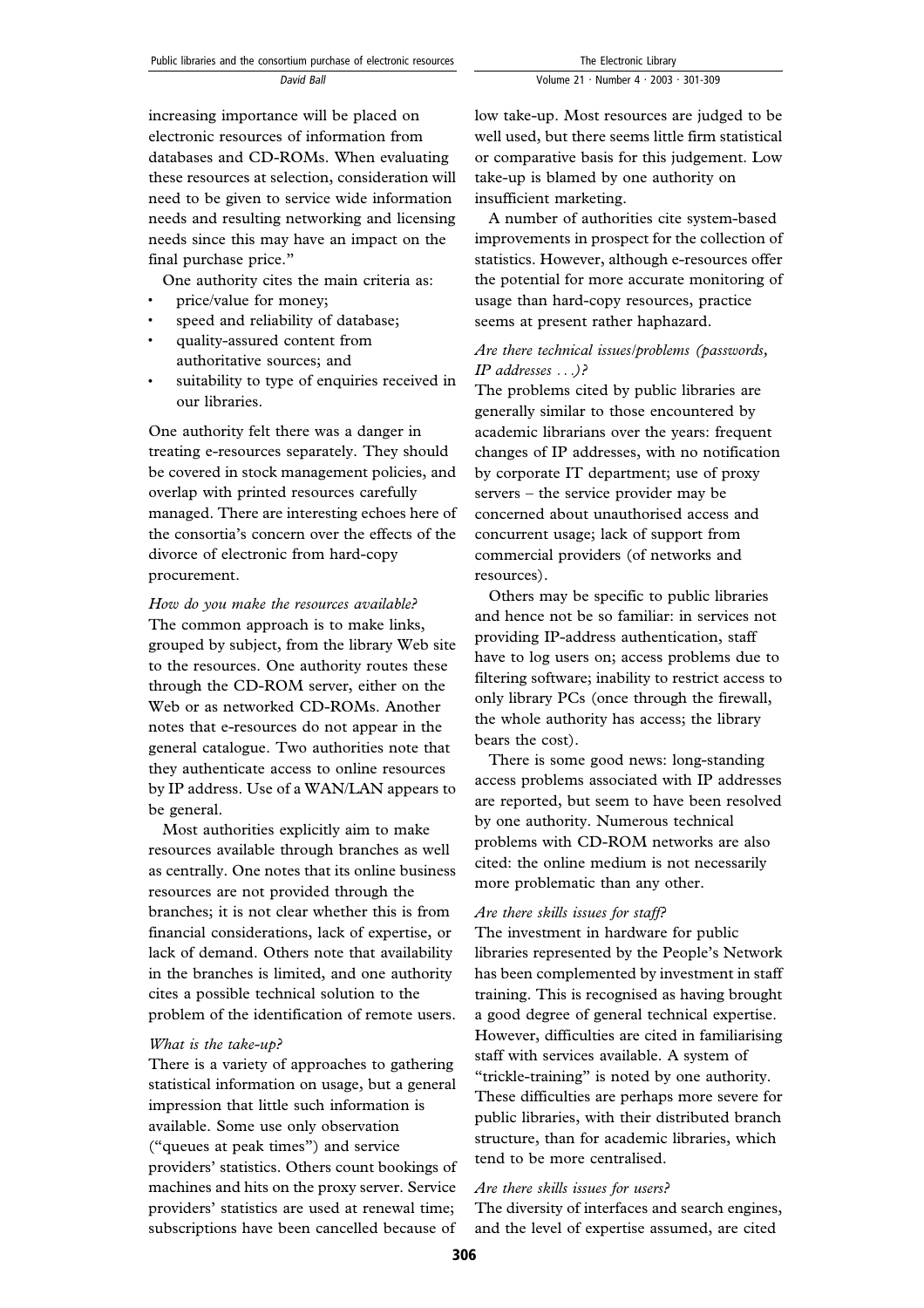increasing importance will be placed on electronic resources of information from databases and CD-ROMs. When evaluating these resources at selection, consideration will need to be given to service wide information needs and resulting networking and licensing needs since this may have an impact on the final purchase price."

One authority cites the main criteria as:

- price/value for money;
- speed and reliability of database;
- quality-assured content from authoritative sources; and
- suitability to type of enquiries received in our libraries.

One authority felt there was a danger in treating e-resources separately. They should be covered in stock management policies, and overlap with printed resources carefully managed. There are interesting echoes here of the consortia's concern over the effects of the divorce of electronic from hard-copy procurement.

*How do you make the resources available?*

The common approach is to make links, grouped by subject, from the library Web site to the resources. One authority routes these through the CD-ROM server, either on the Web or as networked CD-ROMs. Another notes that e-resources do not appear in the general catalogue. Two authorities note that they authenticate access to online resources by IP address. Use of a WAN/LAN appears to be general.

Most authorities explicitly aim to make resources available through branches as well as centrally. One notes that its online business resources are not provided through the branches; it is not clear whether this is from financial considerations, lack of expertise, or lack of demand. Others note that availability in the branches is limited, and one authority cites a possible technical solution to the problem of the identification of remote users.

*What is the take-up?*

There is a variety of approaches to gathering statistical information on usage, but a general impression that little such information is available. Some use only observation ("queues at peak times") and service providers' statistics. Others count bookings of machines and hits on the proxy server. Service providers' statistics are used at renewal time; subscriptions have been cancelled because of low take-up. Most resources are judged to be well used, but there seems little firm statistical or comparative basis for this judgement. Low take-up is blamed by one authority on insufficient marketing.

A number of authorities cite system-based improvements in prospect for the collection of statistics. However, although e-resources offer the potential for more accurate monitoring of usage than hard-copy resources, practice seems at present rather haphazard.

*Are there technical issues/problems (passwords, IP addresses . . .)?*

The problems cited by public libraries are generally similar to those encountered by academic librarians over the years: frequent changes of IP addresses, with no notification by corporate IT department; use of proxy servers – the service provider may be concerned about unauthorised access and concurrent usage; lack of support from commercial providers (of networks and resources).

Others may be specific to public libraries and hence not be so familiar: in services not providing IP-address authentication, staff have to log users on; access problems due to filtering software; inability to restrict access to only library PCs (once through the firewall, the whole authority has access; the library bears the cost).

There is some good news: long-standing access problems associated with IP addresses are reported, but seem to have been resolved by one authority. Numerous technical problems with CD-ROM networks are also cited: the online medium is not necessarily more problematic than any other.

*Are there skills issues for staff?*

The investment in hardware for public libraries represented by the People's Network has been complemented by investment in staff training. This is recognised as having brought a good degree of general technical expertise. However, difficulties are cited in familiarising staff with services available. A system of "trickle-training" is noted by one authority. These difficulties are perhaps more severe for public libraries, with their distributed branch structure, than for academic libraries, which tend to be more centralised.

*Are there skills issues for users?*

The diversity of interfaces and search engines, and the level of expertise assumed, are cited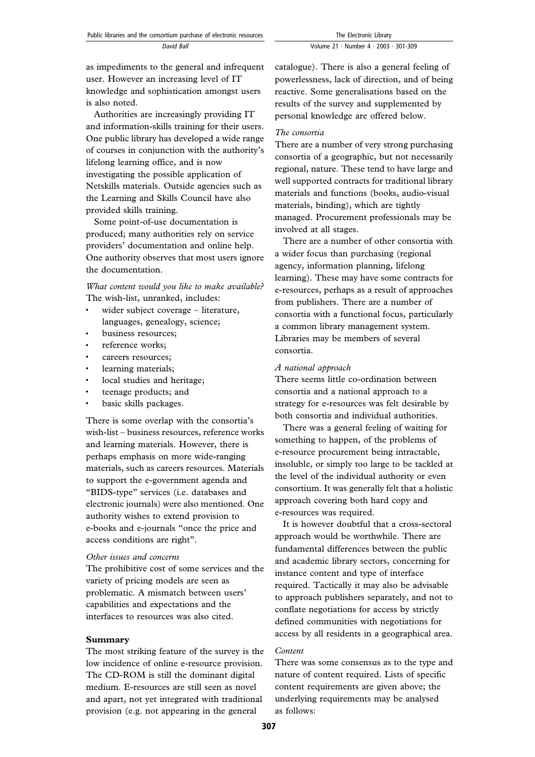as impediments to the general and infrequent user. However an increasing level of IT knowledge and sophistication amongst users is also noted.

Authorities are increasingly providing IT and information-skills training for their users. One public library has developed a wide range of courses in conjunction with the authority's lifelong learning office, and is now investigating the possible application of Netskills materials. Outside agencies such as the Learning and Skills Council have also provided skills training.

Some point-of-use documentation is produced; many authorities rely on service providers' documentation and online help. One authority observes that most users ignore the documentation.

*What content would you like to make available?*
The wish-list, unranked, includes:

- wider subject coverage – literature, languages, genealogy, science;
- business resources;
- reference works;
- careers resources;
- learning materials;
- local studies and heritage;
- teenage products; and
- basic skills packages.

There is some overlap with the consortia's wish-list – business resources, reference works and learning materials. However, there is perhaps emphasis on more wide-ranging materials, such as careers resources. Materials to support the e-government agenda and "BIDS-type" services (i.e. databases and electronic journals) were also mentioned. One authority wishes to extend provision to e-books and e-journals "once the price and access conditions are right".

*Other issues and concerns*
The prohibitive cost of some services and the variety of pricing models are seen as problematic. A mismatch between users' capabilities and expectations and the interfaces to resources was also cited.

## Summary

The most striking feature of the survey is the low incidence of online e-resource provision. The CD-ROM is still the dominant digital medium. E-resources are still seen as novel and apart, not yet integrated with traditional provision (e.g. not appearing in the general catalogue). There is also a general feeling of powerlessness, lack of direction, and of being reactive. Some generalisations based on the results of the survey and supplemented by personal knowledge are offered below.

*The consortia*
There are a number of very strong purchasing consortia of a geographic, but not necessarily regional, nature. These tend to have large and well supported contracts for traditional library materials and functions (books, audio-visual materials, binding), which are tightly managed. Procurement professionals may be involved at all stages.

There are a number of other consortia with a wider focus than purchasing (regional agency, information planning, lifelong learning). These may have some contracts for e-resources, perhaps as a result of approaches from publishers. There are a number of consortia with a functional focus, particularly a common library management system. Libraries may be members of several consortia.

*A national approach*
There seems little co-ordination between consortia and a national approach to a strategy for e-resources was felt desirable by both consortia and individual authorities.

There was a general feeling of waiting for something to happen, of the problems of e-resource procurement being intractable, insoluble, or simply too large to be tackled at the level of the individual authority or even consortium. It was generally felt that a holistic approach covering both hard copy and e-resources was required.

It is however doubtful that a cross-sectoral approach would be worthwhile. There are fundamental differences between the public and academic library sectors, concerning for instance content and type of interface required. Tactically it may also be advisable to approach publishers separately, and not to conflate negotiations for access by strictly defined communities with negotiations for access by all residents in a geographical area.

*Content*
There was some consensus as to the type and nature of content required. Lists of specific content requirements are given above; the underlying requirements may be analysed as follows: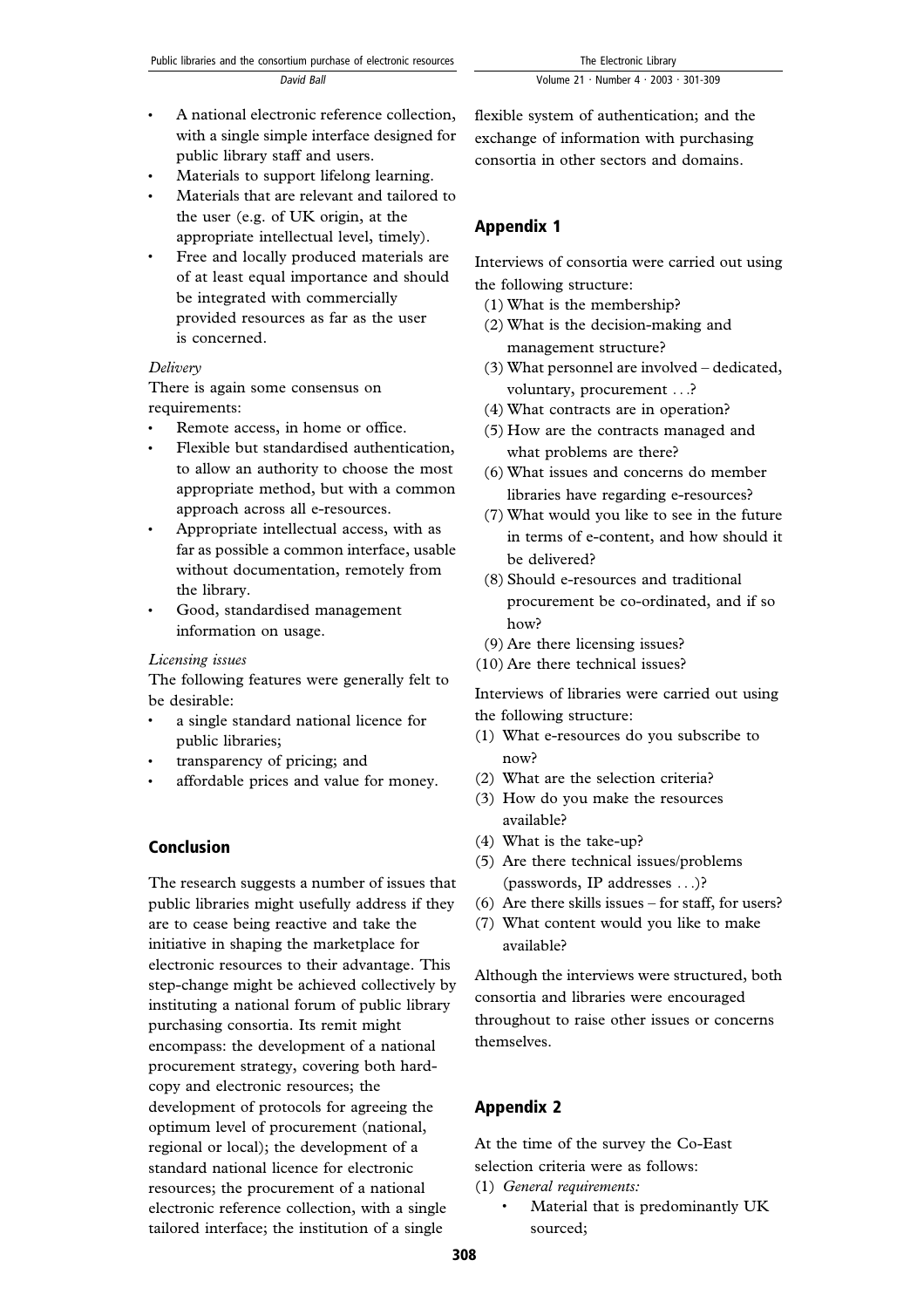- A national electronic reference collection, with a single simple interface designed for public library staff and users.
- Materials to support lifelong learning.
- Materials that are relevant and tailored to the user (e.g. of UK origin, at the appropriate intellectual level, timely).
- Free and locally produced materials are of at least equal importance and should be integrated with commercially provided resources as far as the user is concerned.

*Delivery*

There is again some consensus on requirements:

- Remote access, in home or office.
- Flexible but standardised authentication, to allow an authority to choose the most appropriate method, but with a common approach across all e-resources.
- Appropriate intellectual access, with as far as possible a common interface, usable without documentation, remotely from the library.
- Good, standardised management information on usage.

*Licensing issues*

The following features were generally felt to be desirable:

- a single standard national licence for public libraries;
- transparency of pricing; and
- affordable prices and value for money.

## Conclusion

The research suggests a number of issues that public libraries might usefully address if they are to cease being reactive and take the initiative in shaping the marketplace for electronic resources to their advantage. This step-change might be achieved collectively by instituting a national forum of public library purchasing consortia. Its remit might encompass: the development of a national procurement strategy, covering both hard-copy and electronic resources; the development of protocols for agreeing the optimum level of procurement (national, regional or local); the development of a standard national licence for electronic resources; the procurement of a national electronic reference collection, with a single tailored interface; the institution of a single flexible system of authentication; and the exchange of information with purchasing consortia in other sectors and domains.

## Appendix 1

Interviews of consortia were carried out using the following structure:

(1) What is the membership?
(2) What is the decision-making and management structure?
(3) What personnel are involved – dedicated, voluntary, procurement ...?
(4) What contracts are in operation?
(5) How are the contracts managed and what problems are there?
(6) What issues and concerns do member libraries have regarding e-resources?
(7) What would you like to see in the future in terms of e-content, and how should it be delivered?
(8) Should e-resources and traditional procurement be co-ordinated, and if so how?
(9) Are there licensing issues?
(10) Are there technical issues?

Interviews of libraries were carried out using the following structure:

(1) What e-resources do you subscribe to now?
(2) What are the selection criteria?
(3) How do you make the resources available?
(4) What is the take-up?
(5) Are there technical issues/problems (passwords, IP addresses ...)?
(6) Are there skills issues – for staff, for users?
(7) What content would you like to make available?

Although the interviews were structured, both consortia and libraries were encouraged throughout to raise other issues or concerns themselves.

## Appendix 2

At the time of the survey the Co-East selection criteria were as follows:

(1) *General requirements:*
   - Material that is predominantly UK sourced;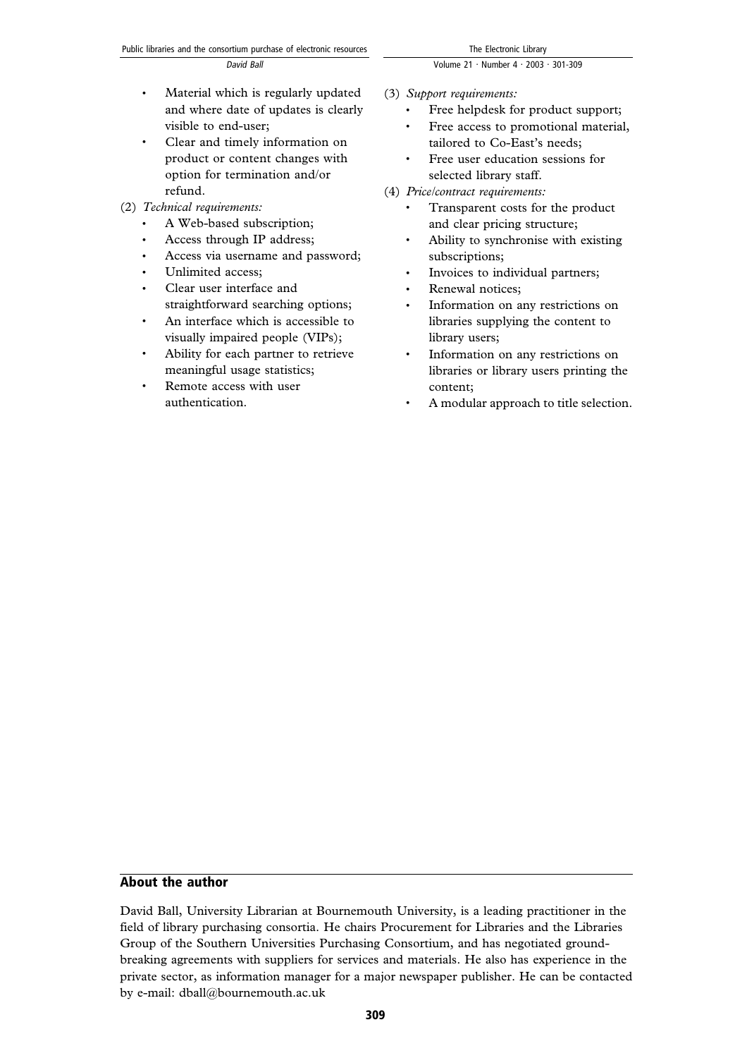- Material which is regularly updated and where date of updates is clearly visible to end-user;
- Clear and timely information on product or content changes with option for termination and/or refund.

(2) *Technical requirements:*

- A Web-based subscription;
- Access through IP address;
- Access via username and password;
- Unlimited access;
- Clear user interface and straightforward searching options;
- An interface which is accessible to visually impaired people (VIPs);
- Ability for each partner to retrieve meaningful usage statistics;
- Remote access with user authentication.

(3) *Support requirements:*

- Free helpdesk for product support;
- Free access to promotional material, tailored to Co-East's needs;
- Free user education sessions for selected library staff.

(4) *Price/contract requirements:*

- Transparent costs for the product and clear pricing structure;
- Ability to synchronise with existing subscriptions;
- Invoices to individual partners;
- Renewal notices;
- Information on any restrictions on libraries supplying the content to library users;
- Information on any restrictions on libraries or library users printing the content;
- A modular approach to title selection.

## About the author

David Ball, University Librarian at Bournemouth University, is a leading practitioner in the field of library purchasing consortia. He chairs Procurement for Libraries and the Libraries Group of the Southern Universities Purchasing Consortium, and has negotiated ground-breaking agreements with suppliers for services and materials. He also has experience in the private sector, as information manager for a major newspaper publisher. He can be contacted by e-mail: dball@bournemouth.ac.uk